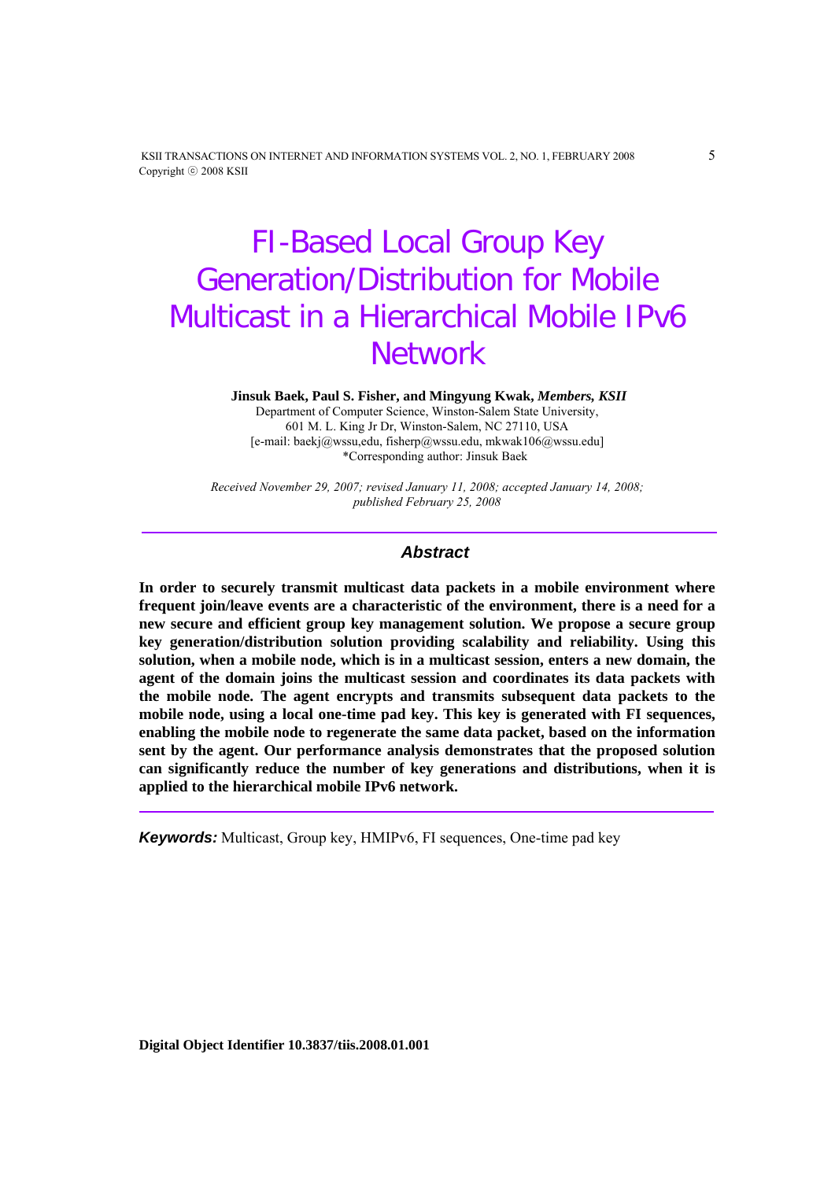# FI-Based Local Group Key Generation/Distribution for Mobile Multicast in a Hierarchical Mobile IPv6 Network

**Jinsuk Baek, Paul S. Fisher, and Mingyung Kwak,** ***Members, KSII***

Department of Computer Science, Winston-Salem State University,
601 M. L. King Jr Dr, Winston-Salem, NC 27110, USA
[e-mail: baekj@wssu,edu, fisherp@wssu.edu, mkwak106@wssu.edu]
*Corresponding author: Jinsuk Baek

*Received November 29, 2007; revised January 11, 2008; accepted January 14, 2008; published February 25, 2008*

## Abstract

**In order to securely transmit multicast data packets in a mobile environment where frequent join/leave events are a characteristic of the environment, there is a need for a new secure and efficient group key management solution. We propose a secure group key generation/distribution solution providing scalability and reliability. Using this solution, when a mobile node, which is in a multicast session, enters a new domain, the agent of the domain joins the multicast session and coordinates its data packets with the mobile node. The agent encrypts and transmits subsequent data packets to the mobile node, using a local one-time pad key. This key is generated with FI sequences, enabling the mobile node to regenerate the same data packet, based on the information sent by the agent. Our performance analysis demonstrates that the proposed solution can significantly reduce the number of key generations and distributions, when it is applied to the hierarchical mobile IPv6 network.**

***Keywords:*** Multicast, Group key, HMIPv6, FI sequences, One-time pad key

**Digital Object Identifier 10.3837/tiis.2008.01.001**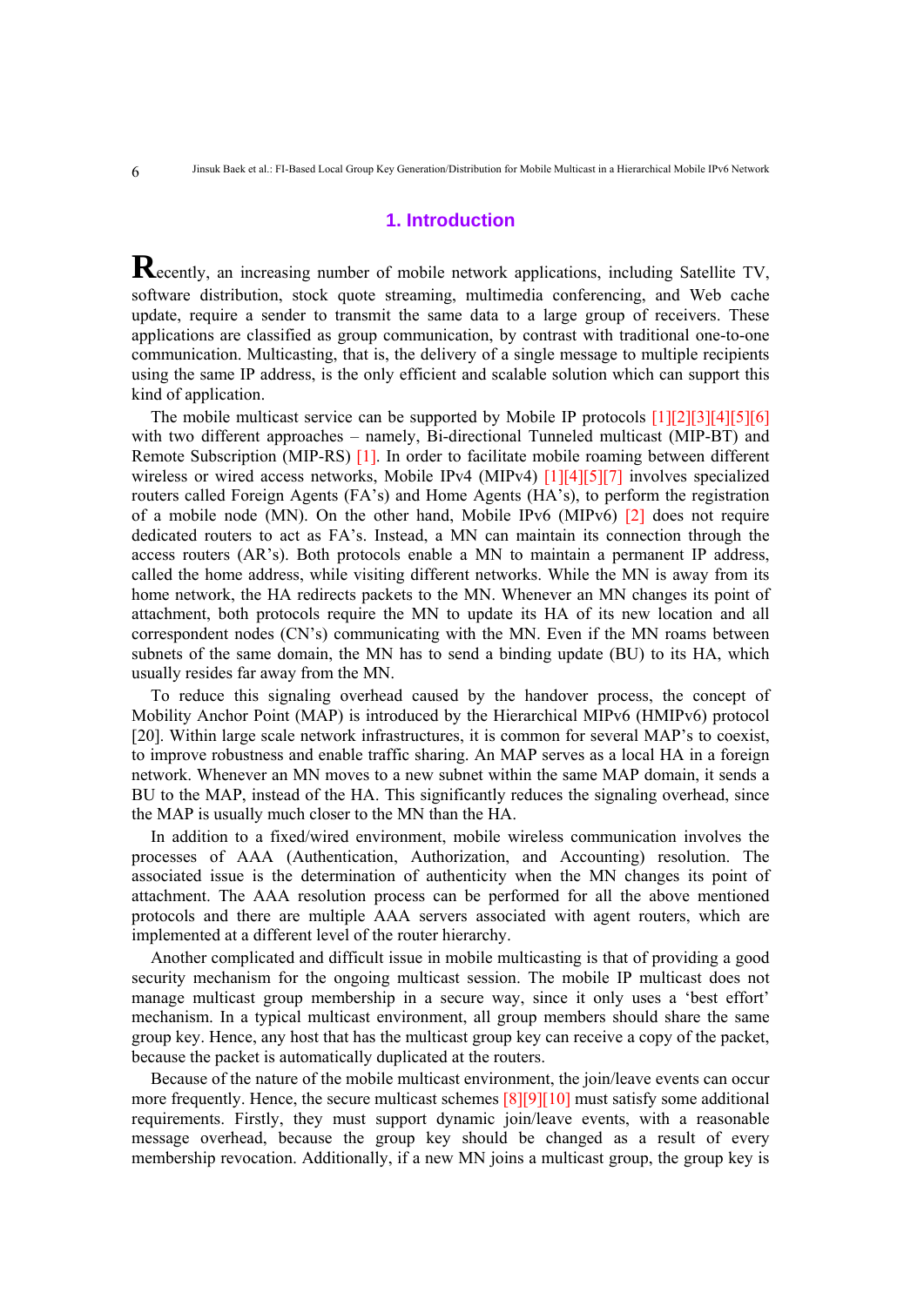## 1. Introduction

Recently, an increasing number of mobile network applications, including Satellite TV, software distribution, stock quote streaming, multimedia conferencing, and Web cache update, require a sender to transmit the same data to a large group of receivers. These applications are classified as group communication, by contrast with traditional one-to-one communication. Multicasting, that is, the delivery of a single message to multiple recipients using the same IP address, is the only efficient and scalable solution which can support this kind of application.

The mobile multicast service can be supported by Mobile IP protocols [1][2][3][4][5][6] with two different approaches – namely, Bi-directional Tunneled multicast (MIP-BT) and Remote Subscription (MIP-RS) [1]. In order to facilitate mobile roaming between different wireless or wired access networks, Mobile IPv4 (MIPv4) [1][4][5][7] involves specialized routers called Foreign Agents (FA's) and Home Agents (HA's), to perform the registration of a mobile node (MN). On the other hand, Mobile IPv6 (MIPv6) [2] does not require dedicated routers to act as FA's. Instead, a MN can maintain its connection through the access routers (AR's). Both protocols enable a MN to maintain a permanent IP address, called the home address, while visiting different networks. While the MN is away from its home network, the HA redirects packets to the MN. Whenever an MN changes its point of attachment, both protocols require the MN to update its HA of its new location and all correspondent nodes (CN's) communicating with the MN. Even if the MN roams between subnets of the same domain, the MN has to send a binding update (BU) to its HA, which usually resides far away from the MN.

To reduce this signaling overhead caused by the handover process, the concept of Mobility Anchor Point (MAP) is introduced by the Hierarchical MIPv6 (HMIPv6) protocol [20]. Within large scale network infrastructures, it is common for several MAP's to coexist, to improve robustness and enable traffic sharing. An MAP serves as a local HA in a foreign network. Whenever an MN moves to a new subnet within the same MAP domain, it sends a BU to the MAP, instead of the HA. This significantly reduces the signaling overhead, since the MAP is usually much closer to the MN than the HA.

In addition to a fixed/wired environment, mobile wireless communication involves the processes of AAA (Authentication, Authorization, and Accounting) resolution. The associated issue is the determination of authenticity when the MN changes its point of attachment. The AAA resolution process can be performed for all the above mentioned protocols and there are multiple AAA servers associated with agent routers, which are implemented at a different level of the router hierarchy.

Another complicated and difficult issue in mobile multicasting is that of providing a good security mechanism for the ongoing multicast session. The mobile IP multicast does not manage multicast group membership in a secure way, since it only uses a 'best effort' mechanism. In a typical multicast environment, all group members should share the same group key. Hence, any host that has the multicast group key can receive a copy of the packet, because the packet is automatically duplicated at the routers.

Because of the nature of the mobile multicast environment, the join/leave events can occur more frequently. Hence, the secure multicast schemes [8][9][10] must satisfy some additional requirements. Firstly, they must support dynamic join/leave events, with a reasonable message overhead, because the group key should be changed as a result of every membership revocation. Additionally, if a new MN joins a multicast group, the group key is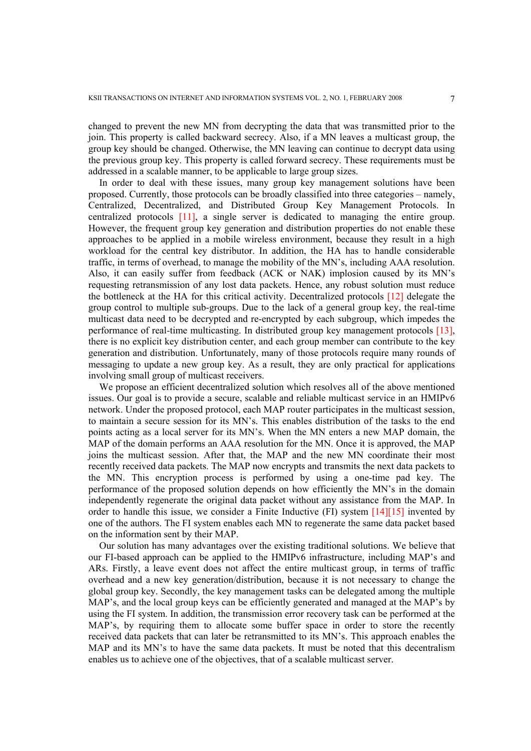changed to prevent the new MN from decrypting the data that was transmitted prior to the join. This property is called backward secrecy. Also, if a MN leaves a multicast group, the group key should be changed. Otherwise, the MN leaving can continue to decrypt data using the previous group key. This property is called forward secrecy. These requirements must be addressed in a scalable manner, to be applicable to large group sizes.

In order to deal with these issues, many group key management solutions have been proposed. Currently, those protocols can be broadly classified into three categories – namely, Centralized, Decentralized, and Distributed Group Key Management Protocols. In centralized protocols [11], a single server is dedicated to managing the entire group. However, the frequent group key generation and distribution properties do not enable these approaches to be applied in a mobile wireless environment, because they result in a high workload for the central key distributor. In addition, the HA has to handle considerable traffic, in terms of overhead, to manage the mobility of the MN's, including AAA resolution. Also, it can easily suffer from feedback (ACK or NAK) implosion caused by its MN's requesting retransmission of any lost data packets. Hence, any robust solution must reduce the bottleneck at the HA for this critical activity. Decentralized protocols [12] delegate the group control to multiple sub-groups. Due to the lack of a general group key, the real-time multicast data need to be decrypted and re-encrypted by each subgroup, which impedes the performance of real-time multicasting. In distributed group key management protocols [13], there is no explicit key distribution center, and each group member can contribute to the key generation and distribution. Unfortunately, many of those protocols require many rounds of messaging to update a new group key. As a result, they are only practical for applications involving small group of multicast receivers.

We propose an efficient decentralized solution which resolves all of the above mentioned issues. Our goal is to provide a secure, scalable and reliable multicast service in an HMIPv6 network. Under the proposed protocol, each MAP router participates in the multicast session, to maintain a secure session for its MN's. This enables distribution of the tasks to the end points acting as a local server for its MN's. When the MN enters a new MAP domain, the MAP of the domain performs an AAA resolution for the MN. Once it is approved, the MAP joins the multicast session. After that, the MAP and the new MN coordinate their most recently received data packets. The MAP now encrypts and transmits the next data packets to the MN. This encryption process is performed by using a one-time pad key. The performance of the proposed solution depends on how efficiently the MN's in the domain independently regenerate the original data packet without any assistance from the MAP. In order to handle this issue, we consider a Finite Inductive (FI) system [14][15] invented by one of the authors. The FI system enables each MN to regenerate the same data packet based on the information sent by their MAP.

Our solution has many advantages over the existing traditional solutions. We believe that our FI-based approach can be applied to the HMIPv6 infrastructure, including MAP's and ARs. Firstly, a leave event does not affect the entire multicast group, in terms of traffic overhead and a new key generation/distribution, because it is not necessary to change the global group key. Secondly, the key management tasks can be delegated among the multiple MAP's, and the local group keys can be efficiently generated and managed at the MAP's by using the FI system. In addition, the transmission error recovery task can be performed at the MAP's, by requiring them to allocate some buffer space in order to store the recently received data packets that can later be retransmitted to its MN's. This approach enables the MAP and its MN's to have the same data packets. It must be noted that this decentralism enables us to achieve one of the objectives, that of a scalable multicast server.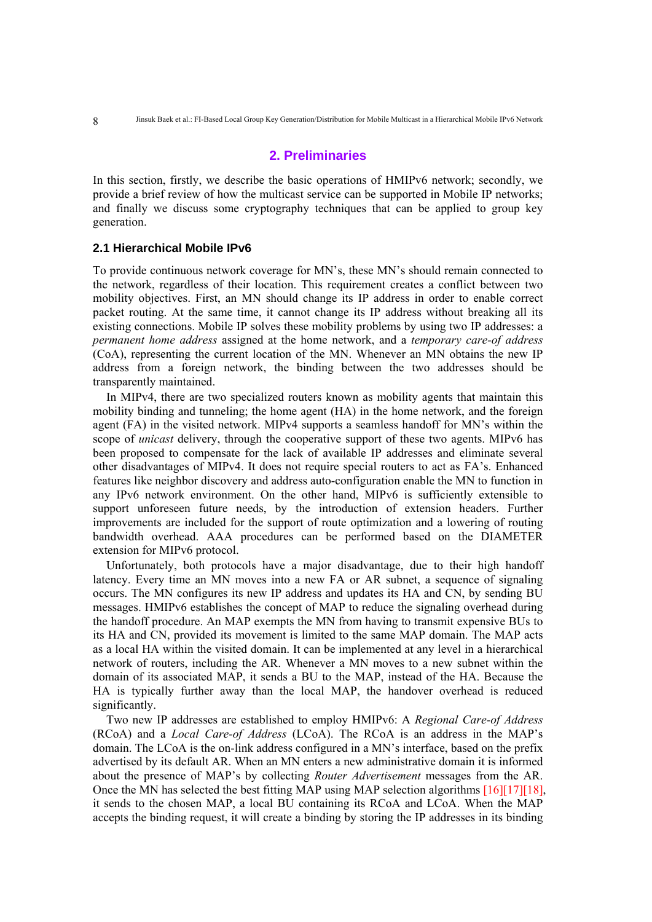## 2. Preliminaries

In this section, firstly, we describe the basic operations of HMIPv6 network; secondly, we provide a brief review of how the multicast service can be supported in Mobile IP networks; and finally we discuss some cryptography techniques that can be applied to group key generation.

### 2.1 Hierarchical Mobile IPv6

To provide continuous network coverage for MN's, these MN's should remain connected to the network, regardless of their location. This requirement creates a conflict between two mobility objectives. First, an MN should change its IP address in order to enable correct packet routing. At the same time, it cannot change its IP address without breaking all its existing connections. Mobile IP solves these mobility problems by using two IP addresses: a *permanent home address* assigned at the home network, and a *temporary care-of address* (CoA), representing the current location of the MN. Whenever an MN obtains the new IP address from a foreign network, the binding between the two addresses should be transparently maintained.

In MIPv4, there are two specialized routers known as mobility agents that maintain this mobility binding and tunneling; the home agent (HA) in the home network, and the foreign agent (FA) in the visited network. MIPv4 supports a seamless handoff for MN's within the scope of *unicast* delivery, through the cooperative support of these two agents. MIPv6 has been proposed to compensate for the lack of available IP addresses and eliminate several other disadvantages of MIPv4. It does not require special routers to act as FA's. Enhanced features like neighbor discovery and address auto-configuration enable the MN to function in any IPv6 network environment. On the other hand, MIPv6 is sufficiently extensible to support unforeseen future needs, by the introduction of extension headers. Further improvements are included for the support of route optimization and a lowering of routing bandwidth overhead. AAA procedures can be performed based on the DIAMETER extension for MIPv6 protocol.

Unfortunately, both protocols have a major disadvantage, due to their high handoff latency. Every time an MN moves into a new FA or AR subnet, a sequence of signaling occurs. The MN configures its new IP address and updates its HA and CN, by sending BU messages. HMIPv6 establishes the concept of MAP to reduce the signaling overhead during the handoff procedure. An MAP exempts the MN from having to transmit expensive BUs to its HA and CN, provided its movement is limited to the same MAP domain. The MAP acts as a local HA within the visited domain. It can be implemented at any level in a hierarchical network of routers, including the AR. Whenever a MN moves to a new subnet within the domain of its associated MAP, it sends a BU to the MAP, instead of the HA. Because the HA is typically further away than the local MAP, the handover overhead is reduced significantly.

Two new IP addresses are established to employ HMIPv6: A *Regional Care-of Address* (RCoA) and a *Local Care-of Address* (LCoA). The RCoA is an address in the MAP's domain. The LCoA is the on-link address configured in a MN's interface, based on the prefix advertised by its default AR. When an MN enters a new administrative domain it is informed about the presence of MAP's by collecting *Router Advertisement* messages from the AR. Once the MN has selected the best fitting MAP using MAP selection algorithms [16][17][18], it sends to the chosen MAP, a local BU containing its RCoA and LCoA. When the MAP accepts the binding request, it will create a binding by storing the IP addresses in its binding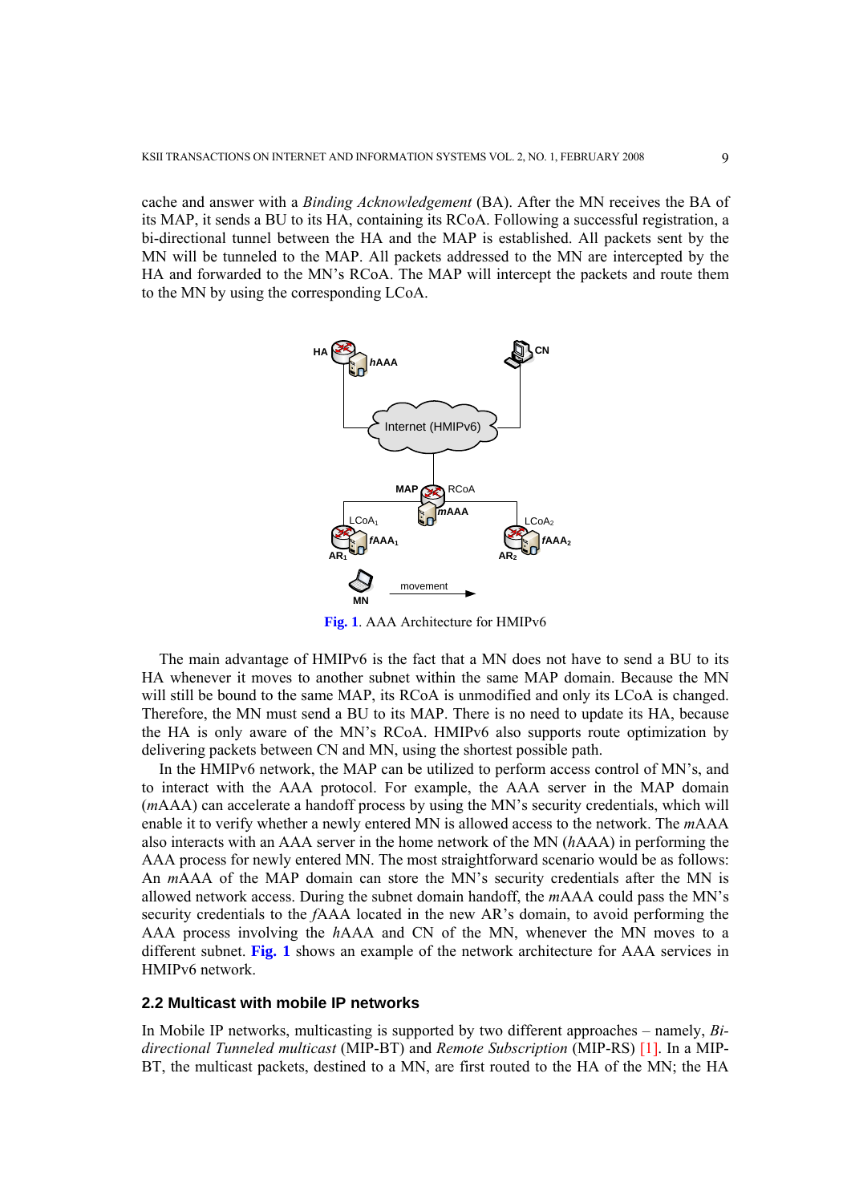cache and answer with a *Binding Acknowledgement* (BA). After the MN receives the BA of its MAP, it sends a BU to its HA, containing its RCoA. Following a successful registration, a bi-directional tunnel between the HA and the MAP is established. All packets sent by the MN will be tunneled to the MAP. All packets addressed to the MN are intercepted by the HA and forwarded to the MN's RCoA. The MAP will intercept the packets and route them to the MN by using the corresponding LCoA.

**Fig. 1**. AAA Architecture for HMIPv6

The main advantage of HMIPv6 is the fact that a MN does not have to send a BU to its HA whenever it moves to another subnet within the same MAP domain. Because the MN will still be bound to the same MAP, its RCoA is unmodified and only its LCoA is changed. Therefore, the MN must send a BU to its MAP. There is no need to update its HA, because the HA is only aware of the MN's RCoA. HMIPv6 also supports route optimization by delivering packets between CN and MN, using the shortest possible path.

In the HMIPv6 network, the MAP can be utilized to perform access control of MN's, and to interact with the AAA protocol. For example, the AAA server in the MAP domain (*m*AAA) can accelerate a handoff process by using the MN's security credentials, which will enable it to verify whether a newly entered MN is allowed access to the network. The *m*AAA also interacts with an AAA server in the home network of the MN (*h*AAA) in performing the AAA process for newly entered MN. The most straightforward scenario would be as follows: An *m*AAA of the MAP domain can store the MN's security credentials after the MN is allowed network access. During the subnet domain handoff, the *m*AAA could pass the MN's security credentials to the *f*AAA located in the new AR's domain, to avoid performing the AAA process involving the *h*AAA and CN of the MN, whenever the MN moves to a different subnet. **Fig. 1** shows an example of the network architecture for AAA services in HMIPv6 network.

### 2.2 Multicast with mobile IP networks

In Mobile IP networks, multicasting is supported by two different approaches – namely, *Bi-directional Tunneled multicast* (MIP-BT) and *Remote Subscription* (MIP-RS) [1]. In a MIP-BT, the multicast packets, destined to a MN, are first routed to the HA of the MN; the HA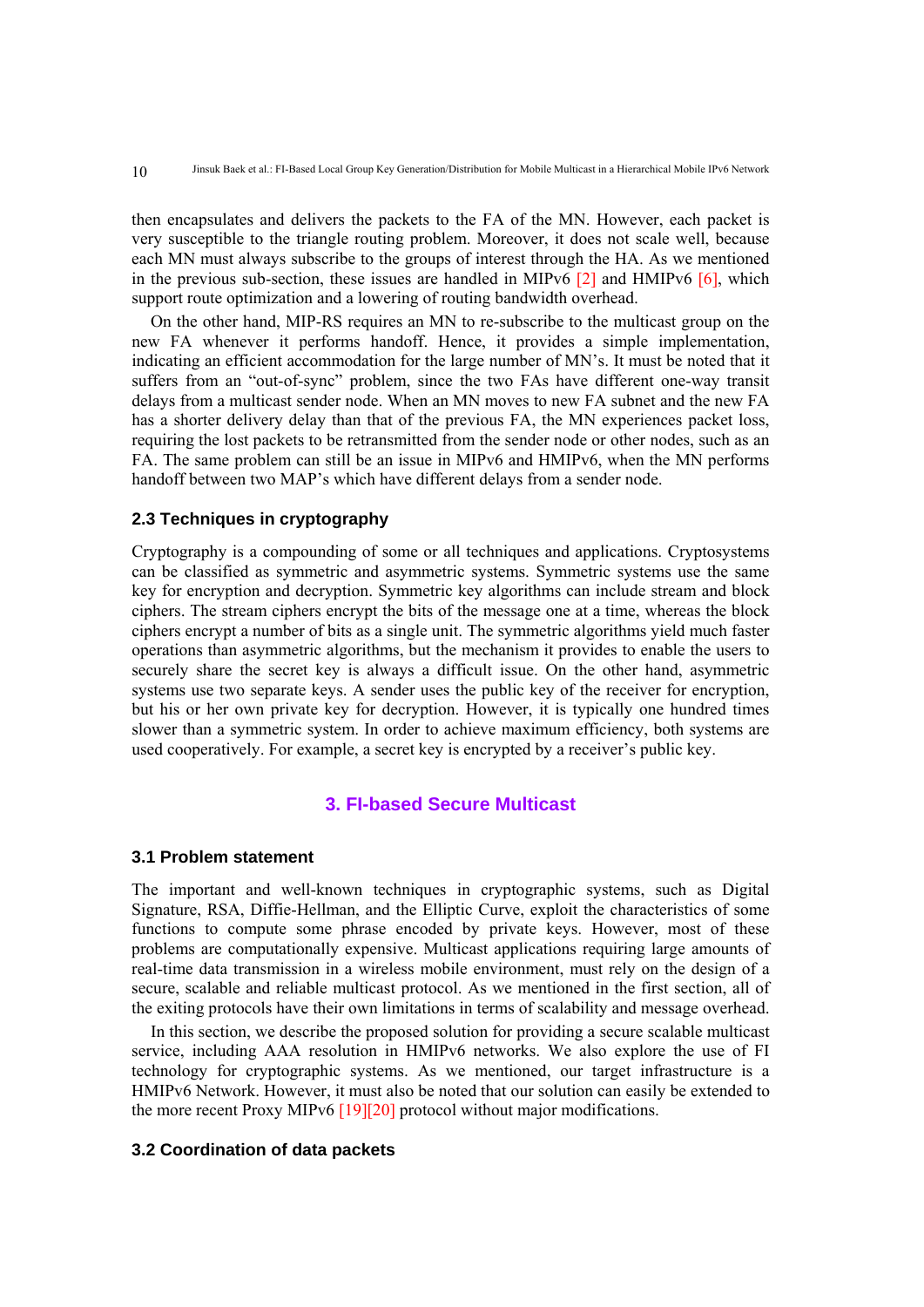then encapsulates and delivers the packets to the FA of the MN. However, each packet is very susceptible to the triangle routing problem. Moreover, it does not scale well, because each MN must always subscribe to the groups of interest through the HA. As we mentioned in the previous sub-section, these issues are handled in MIPv6 [2] and HMIPv6 [6], which support route optimization and a lowering of routing bandwidth overhead.

On the other hand, MIP-RS requires an MN to re-subscribe to the multicast group on the new FA whenever it performs handoff. Hence, it provides a simple implementation, indicating an efficient accommodation for the large number of MN's. It must be noted that it suffers from an "out-of-sync" problem, since the two FAs have different one-way transit delays from a multicast sender node. When an MN moves to new FA subnet and the new FA has a shorter delivery delay than that of the previous FA, the MN experiences packet loss, requiring the lost packets to be retransmitted from the sender node or other nodes, such as an FA. The same problem can still be an issue in MIPv6 and HMIPv6, when the MN performs handoff between two MAP's which have different delays from a sender node.

### 2.3 Techniques in cryptography

Cryptography is a compounding of some or all techniques and applications. Cryptosystems can be classified as symmetric and asymmetric systems. Symmetric systems use the same key for encryption and decryption. Symmetric key algorithms can include stream and block ciphers. The stream ciphers encrypt the bits of the message one at a time, whereas the block ciphers encrypt a number of bits as a single unit. The symmetric algorithms yield much faster operations than asymmetric algorithms, but the mechanism it provides to enable the users to securely share the secret key is always a difficult issue. On the other hand, asymmetric systems use two separate keys. A sender uses the public key of the receiver for encryption, but his or her own private key for decryption. However, it is typically one hundred times slower than a symmetric system. In order to achieve maximum efficiency, both systems are used cooperatively. For example, a secret key is encrypted by a receiver's public key.

## 3. FI-based Secure Multicast

### 3.1 Problem statement

The important and well-known techniques in cryptographic systems, such as Digital Signature, RSA, Diffie-Hellman, and the Elliptic Curve, exploit the characteristics of some functions to compute some phrase encoded by private keys. However, most of these problems are computationally expensive. Multicast applications requiring large amounts of real-time data transmission in a wireless mobile environment, must rely on the design of a secure, scalable and reliable multicast protocol. As we mentioned in the first section, all of the exiting protocols have their own limitations in terms of scalability and message overhead.

In this section, we describe the proposed solution for providing a secure scalable multicast service, including AAA resolution in HMIPv6 networks. We also explore the use of FI technology for cryptographic systems. As we mentioned, our target infrastructure is a HMIPv6 Network. However, it must also be noted that our solution can easily be extended to the more recent Proxy MIPv6 [19][20] protocol without major modifications.

### 3.2 Coordination of data packets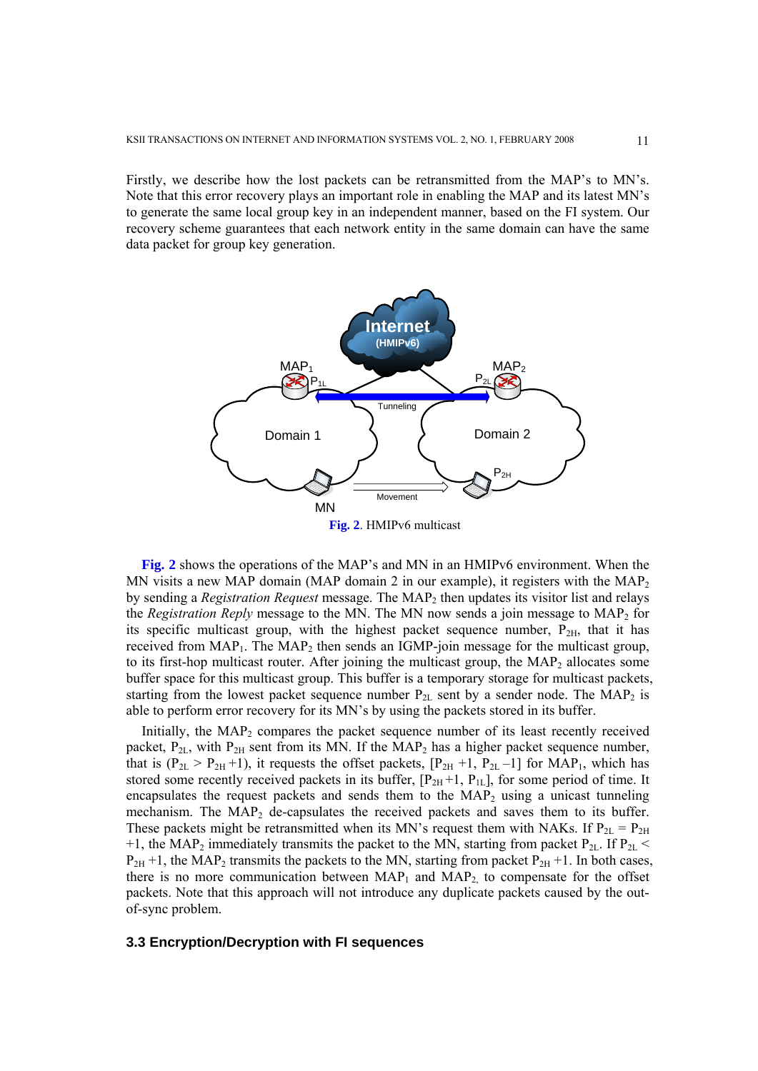Firstly, we describe how the lost packets can be retransmitted from the MAP's to MN's. Note that this error recovery plays an important role in enabling the MAP and its latest MN's to generate the same local group key in an independent manner, based on the FI system. Our recovery scheme guarantees that each network entity in the same domain can have the same data packet for group key generation.

**Fig. 2**. HMIPv6 multicast

**Fig. 2** shows the operations of the MAP's and MN in an HMIPv6 environment. When the MN visits a new MAP domain (MAP domain 2 in our example), it registers with the $MAP_2$ by sending a *Registration Request* message. The $MAP_2$ then updates its visitor list and relays the *Registration Reply* message to the MN. The MN now sends a join message to $MAP_2$ for its specific multicast group, with the highest packet sequence number, $P_{2H}$, that it has received from $MAP_1$. The $MAP_2$ then sends an IGMP-join message for the multicast group, to its first-hop multicast router. After joining the multicast group, the $MAP_2$ allocates some buffer space for this multicast group. This buffer is a temporary storage for multicast packets, starting from the lowest packet sequence number $P_{2L}$ sent by a sender node. The $MAP_2$ is able to perform error recovery for its MN's by using the packets stored in its buffer.

Initially, the $MAP_2$ compares the packet sequence number of its least recently received packet, $P_{2L}$, with $P_{2H}$ sent from its MN. If the $MAP_2$ has a higher packet sequence number, that is ($P_{2L} > P_{2H} + 1$), it requests the offset packets, $[P_{2H} + 1, P_{2L} - 1]$ for $MAP_1$, which has stored some recently received packets in its buffer, $[P_{2H} + 1, P_{1L}]$, for some period of time. It encapsulates the request packets and sends them to the $MAP_2$ using a unicast tunneling mechanism. The $MAP_2$ de-capsulates the received packets and saves them to its buffer. These packets might be retransmitted when its MN's request them with NAKs. If $P_{2L} = P_{2H} + 1$, the $MAP_2$ immediately transmits the packet to the MN, starting from packet $P_{2L}$. If $P_{2L} < P_{2H} + 1$, the $MAP_2$ transmits the packets to the MN, starting from packet $P_{2H} + 1$. In both cases, there is no more communication between $MAP_1$ and $MAP_2$, to compensate for the offset packets. Note that this approach will not introduce any duplicate packets caused by the out-of-sync problem.

### 3.3 Encryption/Decryption with FI sequences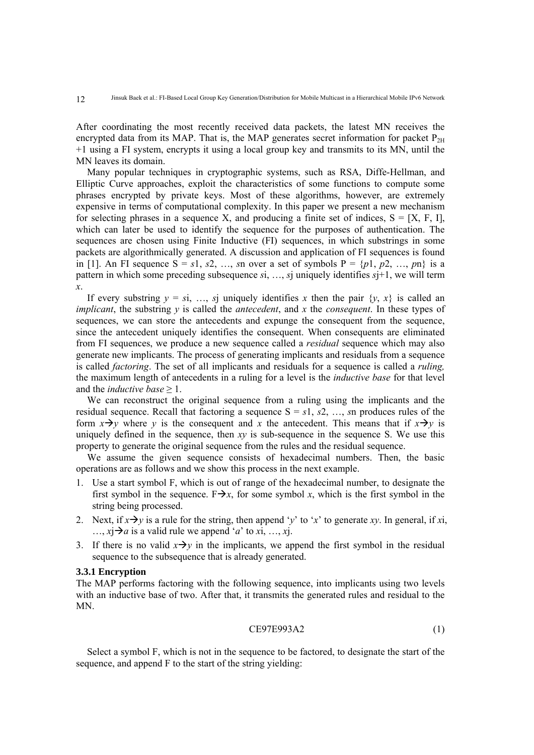After coordinating the most recently received data packets, the latest MN receives the encrypted data from its MAP. That is, the MAP generates secret information for packet $P_{2H}+1$ using a FI system, encrypts it using a local group key and transmits to its MN, until the MN leaves its domain.

Many popular techniques in cryptographic systems, such as RSA, Diffe-Hellman, and Elliptic Curve approaches, exploit the characteristics of some functions to compute some phrases encrypted by private keys. Most of these algorithms, however, are extremely expensive in terms of computational complexity. In this paper we present a new mechanism for selecting phrases in a sequence X, and producing a finite set of indices, S = [X, F, I], which can later be used to identify the sequence for the purposes of authentication. The sequences are chosen using Finite Inductive (FI) sequences, in which substrings in some packets are algorithmically generated. A discussion and application of FI sequences is found in [1]. An FI sequence S = *s*1, *s*2, …, *s*n over a set of symbols P = {*p*1, *p*2, …, *p*n} is a pattern in which some preceding subsequence *s*i, …, *s*j uniquely identifies *s*j+1, we will term *x*.

If every substring *y* = *s*i, …, *s*j uniquely identifies *x* then the pair {*y*, *x*} is called an *implicant*, the substring *y* is called the *antecedent*, and *x* the *consequent*. In these types of sequences, we can store the antecedents and expunge the consequent from the sequence, since the antecedent uniquely identifies the consequent. When consequents are eliminated from FI sequences, we produce a new sequence called a *residual* sequence which may also generate new implicants. The process of generating implicants and residuals from a sequence is called *factoring*. The set of all implicants and residuals for a sequence is called a *ruling,* the maximum length of antecedents in a ruling for a level is the *inductive base* for that level and the *inductive base* ≥ 1.

We can reconstruct the original sequence from a ruling using the implicants and the residual sequence. Recall that factoring a sequence S = *s*1, *s*2, …, *s*n produces rules of the form *x*→*y* where *y* is the consequent and *x* the antecedent. This means that if *x*→*y* is uniquely defined in the sequence, then *xy* is sub-sequence in the sequence S. We use this property to generate the original sequence from the rules and the residual sequence.

We assume the given sequence consists of hexadecimal numbers. Then, the basic operations are as follows and we show this process in the next example.

1. Use a start symbol F, which is out of range of the hexadecimal number, to designate the first symbol in the sequence. F→*x*, for some symbol *x*, which is the first symbol in the string being processed.
2. Next, if *x*→*y* is a rule for the string, then append '*y*' to '*x*' to generate *xy*. In general, if *x*i, …, *x*j→*a* is a valid rule we append '*a*' to *x*i, …, *x*j.
3. If there is no valid *x*→*y* in the implicants, we append the first symbol in the residual sequence to the subsequence that is already generated.

#### 3.3.1 Encryption

The MAP performs factoring with the following sequence, into implicants using two levels with an inductive base of two. After that, it transmits the generated rules and residual to the MN.

$$\text{CE97E993A2} \tag{1}$$

Select a symbol F, which is not in the sequence to be factored, to designate the start of the sequence, and append F to the start of the string yielding: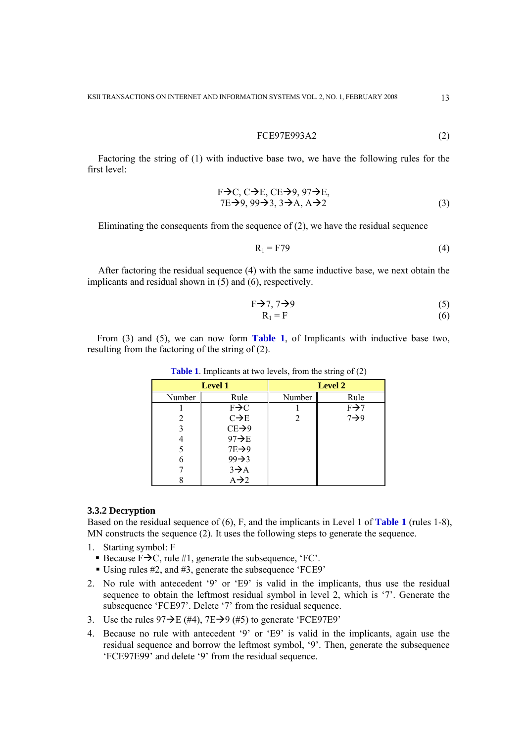$$\text{FCE97E993A2} \tag{2}$$

Factoring the string of (1) with inductive base two, we have the following rules for the first level:

$$\begin{gathered} \text{F}\rightarrow\text{C, C}\rightarrow\text{E, CE}\rightarrow\text{9, 97}\rightarrow\text{E,} \\ \text{7E}\rightarrow\text{9, 99}\rightarrow\text{3, 3}\rightarrow\text{A, A}\rightarrow\text{2} \end{gathered} \tag{3}$$

Eliminating the consequents from the sequence of (2), we have the residual sequence

$$R_1 = \text{F79} \tag{4}$$

After factoring the residual sequence (4) with the same inductive base, we next obtain the implicants and residual shown in (5) and (6), respectively.

$$\text{F}\rightarrow\text{7, 7}\rightarrow\text{9} \tag{5}$$

$$R_1 = \text{F} \tag{6}$$

From (3) and (5), we can now form **Table 1**, of Implicants with inductive base two, resulting from the factoring of the string of (2).

**Table 1**. Implicants at two levels, from the string of (2)

| Level 1 | | Level 2 | |
|---|---|---|---|
| Number | Rule | Number | Rule |
| 1 | F→C | 1 | F→7 |
| 2 | C→E | 2 | 7→9 |
| 3 | CE→9 | | |
| 4 | 97→E | | |
| 5 | 7E→9 | | |
| 6 | 99→3 | | |
| 7 | 3→A | | |
| 8 | A→2 | | |

### 3.3.2 Decryption

Based on the residual sequence of (6), F, and the implicants in Level 1 of **Table 1** (rules 1-8), MN constructs the sequence (2). It uses the following steps to generate the sequence.

1. Starting symbol: F
   - Because F→C, rule #1, generate the subsequence, 'FC'.
   - Using rules #2, and #3, generate the subsequence 'FCE9'
2. No rule with antecedent '9' or 'E9' is valid in the implicants, thus use the residual sequence to obtain the leftmost residual symbol in level 2, which is '7'. Generate the subsequence 'FCE97'. Delete '7' from the residual sequence.
3. Use the rules 97→E (#4), 7E→9 (#5) to generate 'FCE97E9'
4. Because no rule with antecedent '9' or 'E9' is valid in the implicants, again use the residual sequence and borrow the leftmost symbol, '9'. Then, generate the subsequence 'FCE97E99' and delete '9' from the residual sequence.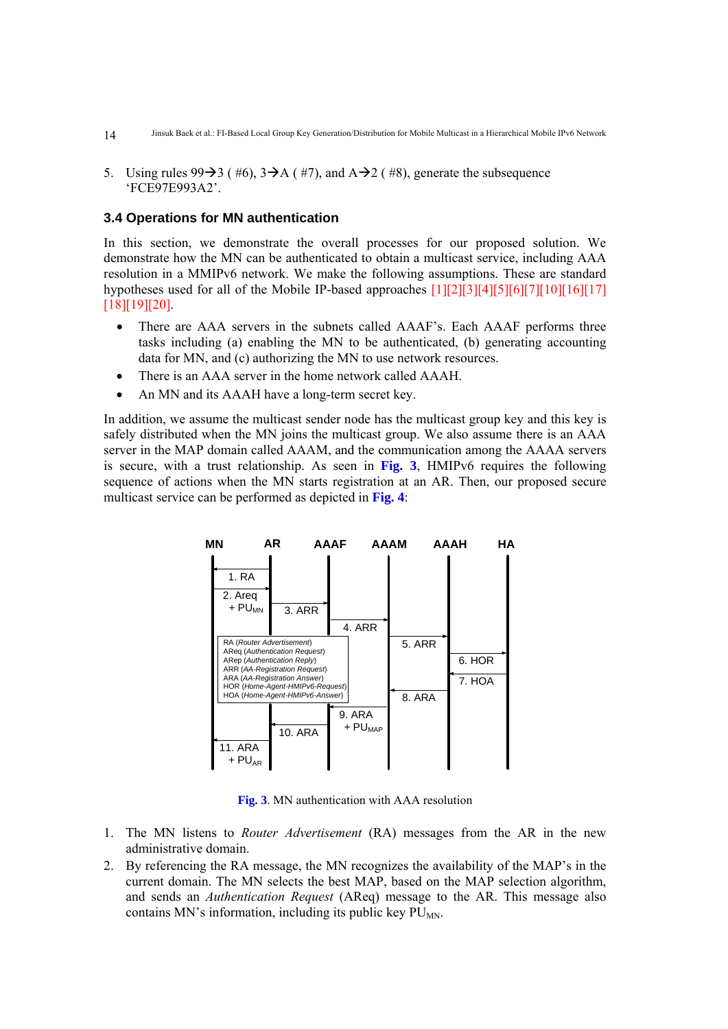5. Using rules 99→3 ( #6), 3→A ( #7), and A→2 ( #8), generate the subsequence 'FCE97E993A2'.

### 3.4 Operations for MN authentication

In this section, we demonstrate the overall processes for our proposed solution. We demonstrate how the MN can be authenticated to obtain a multicast service, including AAA resolution in a MMIPv6 network. We make the following assumptions. These are standard hypotheses used for all of the Mobile IP-based approaches [1][2][3][4][5][6][7][10][16][17][18][19][20].

- There are AAA servers in the subnets called AAAF's. Each AAAF performs three tasks including (a) enabling the MN to be authenticated, (b) generating accounting data for MN, and (c) authorizing the MN to use network resources.
- There is an AAA server in the home network called AAAH.
- An MN and its AAAH have a long-term secret key.

In addition, we assume the multicast sender node has the multicast group key and this key is safely distributed when the MN joins the multicast group. We also assume there is an AAA server in the MAP domain called AAAM, and the communication among the AAAA servers is secure, with a trust relationship. As seen in **Fig. 3**, HMIPv6 requires the following sequence of actions when the MN starts registration at an AR. Then, our proposed secure multicast service can be performed as depicted in **Fig. 4**:

MN | AR | AAAF | AAAM | AAAH | HA

1. RA
2. Areq + $PU_{MN}$
3. ARR
4. ARR
5. ARR
6. HOR
7. HOA
8. ARA
9. ARA + $PU_{MAP}$
10. ARA
11. ARA + $PU_{AR}$

RA (*Router Advertisement*)
AReq (*Authentication Request*)
ARep (*Authentication Reply*)
ARR (*AA-Registration Request*)
ARA (*AA-Registration Answer*)
HOR (*Home-Agent-HMIPv6-Request*)
HOA (*Home-Agent-HMIPv6-Answer*)

**Fig. 3**. MN authentication with AAA resolution

1. The MN listens to *Router Advertisement* (RA) messages from the AR in the new administrative domain.
2. By referencing the RA message, the MN recognizes the availability of the MAP's in the current domain. The MN selects the best MAP, based on the MAP selection algorithm, and sends an *Authentication Request* (AReq) message to the AR. This message also contains MN's information, including its public key $PU_{MN}$.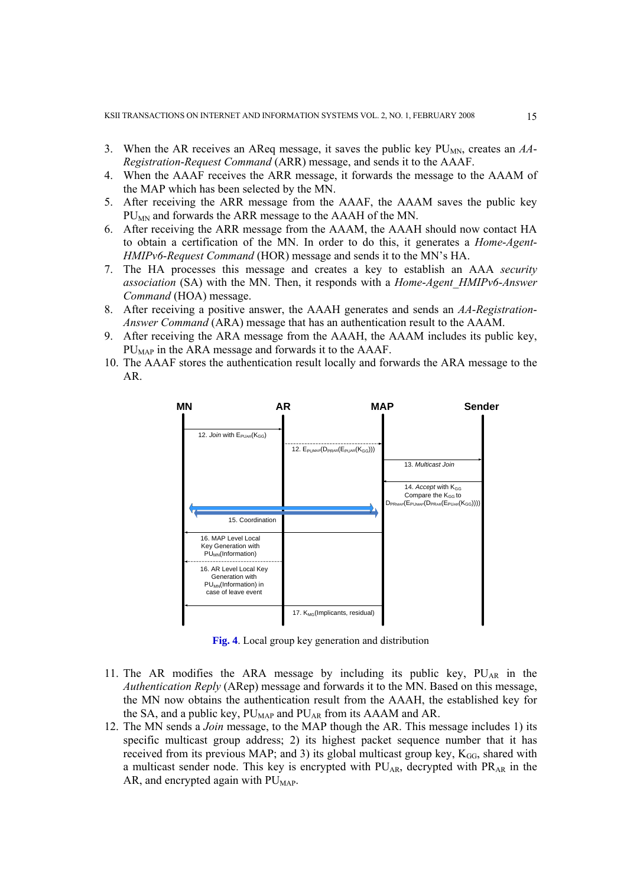3. When the AR receives an AReq message, it saves the public key $PU_{MN}$, creates an *AA-Registration-Request Command* (ARR) message, and sends it to the AAAF.
4. When the AAAF receives the ARR message, it forwards the message to the AAAM of the MAP which has been selected by the MN.
5. After receiving the ARR message from the AAAF, the AAAM saves the public key $PU_{MN}$ and forwards the ARR message to the AAAH of the MN.
6. After receiving the ARR message from the AAAM, the AAAH should now contact HA to obtain a certification of the MN. In order to do this, it generates a *Home-Agent-HMIPv6-Request Command* (HOR) message and sends it to the MN's HA.
7. The HA processes this message and creates a key to establish an AAA *security association* (SA) with the MN. Then, it responds with a *Home-Agent_HMIPv6-Answer Command* (HOA) message.
8. After receiving a positive answer, the AAAH generates and sends an *AA-Registration-Answer Command* (ARA) message that has an authentication result to the AAAM.
9. After receiving the ARA message from the AAAH, the AAAM includes its public key, $PU_{MAP}$ in the ARA message and forwards it to the AAAF.
10. The AAAF stores the authentication result locally and forwards the ARA message to the AR.

**Fig. 4**. Local group key generation and distribution

11. The AR modifies the ARA message by including its public key, $PU_{AR}$ in the *Authentication Reply* (ARep) message and forwards it to the MN. Based on this message, the MN now obtains the authentication result from the AAAH, the established key for the SA, and a public key, $PU_{MAP}$ and $PU_{AR}$ from its AAAM and AR.
12. The MN sends a *Join* message, to the MAP though the AR. This message includes 1) its specific multicast group address; 2) its highest packet sequence number that it has received from its previous MAP; and 3) its global multicast group key, $K_{GG}$, shared with a multicast sender node. This key is encrypted with $PU_{AR}$, decrypted with $PR_{AR}$ in the AR, and encrypted again with $PU_{MAP}$.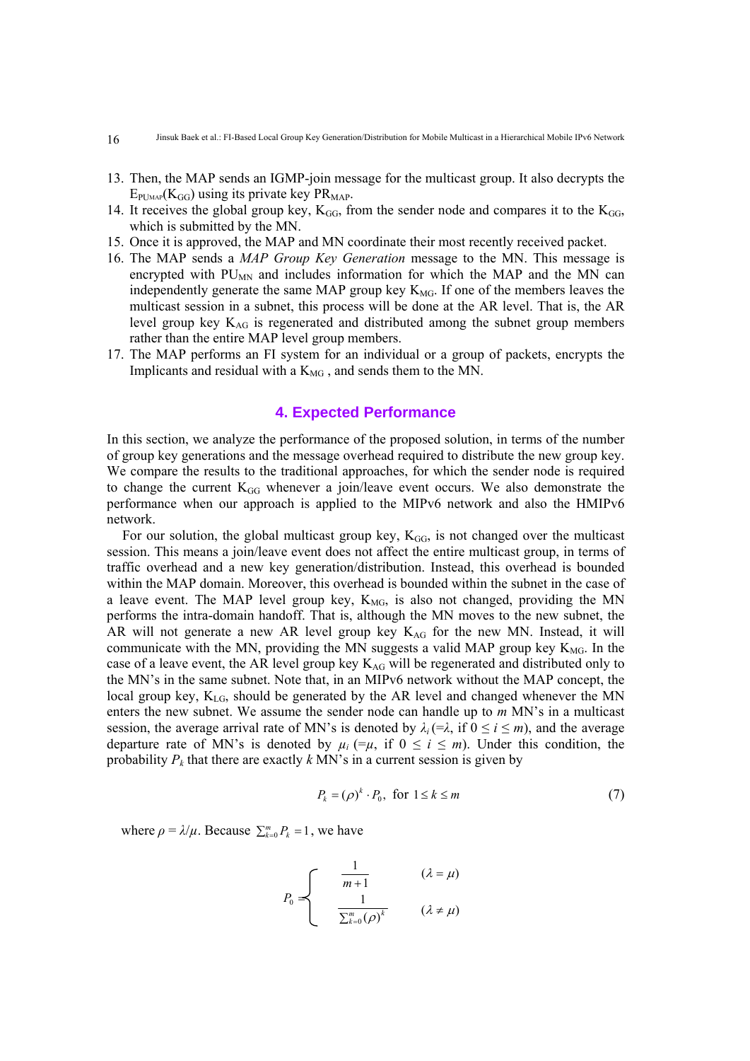13. Then, the MAP sends an IGMP-join message for the multicast group. It also decrypts the $E_{PU_{MAP}}(K_{GG})$ using its private key $PR_{MAP}$.
14. It receives the global group key, $K_{GG}$, from the sender node and compares it to the $K_{GG}$, which is submitted by the MN.
15. Once it is approved, the MAP and MN coordinate their most recently received packet.
16. The MAP sends a *MAP Group Key Generation* message to the MN. This message is encrypted with $PU_{MN}$ and includes information for which the MAP and the MN can independently generate the same MAP group key $K_{MG}$. If one of the members leaves the multicast session in a subnet, this process will be done at the AR level. That is, the AR level group key $K_{AG}$ is regenerated and distributed among the subnet group members rather than the entire MAP level group members.
17. The MAP performs an FI system for an individual or a group of packets, encrypts the Implicants and residual with a $K_{MG}$ , and sends them to the MN.

## 4. Expected Performance

In this section, we analyze the performance of the proposed solution, in terms of the number of group key generations and the message overhead required to distribute the new group key. We compare the results to the traditional approaches, for which the sender node is required to change the current $K_{GG}$ whenever a join/leave event occurs. We also demonstrate the performance when our approach is applied to the MIPv6 network and also the HMIPv6 network.

For our solution, the global multicast group key, $K_{GG}$, is not changed over the multicast session. This means a join/leave event does not affect the entire multicast group, in terms of traffic overhead and a new key generation/distribution. Instead, this overhead is bounded within the MAP domain. Moreover, this overhead is bounded within the subnet in the case of a leave event. The MAP level group key, $K_{MG}$, is also not changed, providing the MN performs the intra-domain handoff. That is, although the MN moves to the new subnet, the AR will not generate a new AR level group key $K_{AG}$ for the new MN. Instead, it will communicate with the MN, providing the MN suggests a valid MAP group key $K_{MG}$. In the case of a leave event, the AR level group key $K_{AG}$ will be regenerated and distributed only to the MN's in the same subnet. Note that, in an MIPv6 network without the MAP concept, the local group key, $K_{LG}$, should be generated by the AR level and changed whenever the MN enters the new subnet. We assume the sender node can handle up to $m$ MN's in a multicast session, the average arrival rate of MN's is denoted by $\lambda_i$ (=$\lambda$, if $0 \le i \le m$), and the average departure rate of MN's is denoted by $\mu_i$ (=$\mu$, if $0 \le i \le m$). Under this condition, the probability $P_k$ that there are exactly $k$ MN's in a current session is given by

$$P_k = (\rho)^k \cdot P_0, \text{ for } 1 \le k \le m \tag{7}$$

where $\rho = \lambda/\mu$. Because $\sum_{k=0}^{m} P_k = 1$, we have

$$P_0 = \begin{cases} \dfrac{1}{m+1} & (\lambda = \mu) \\ \dfrac{1}{\sum_{k=0}^{m} (\rho)^k} & (\lambda \ne \mu) \end{cases}$$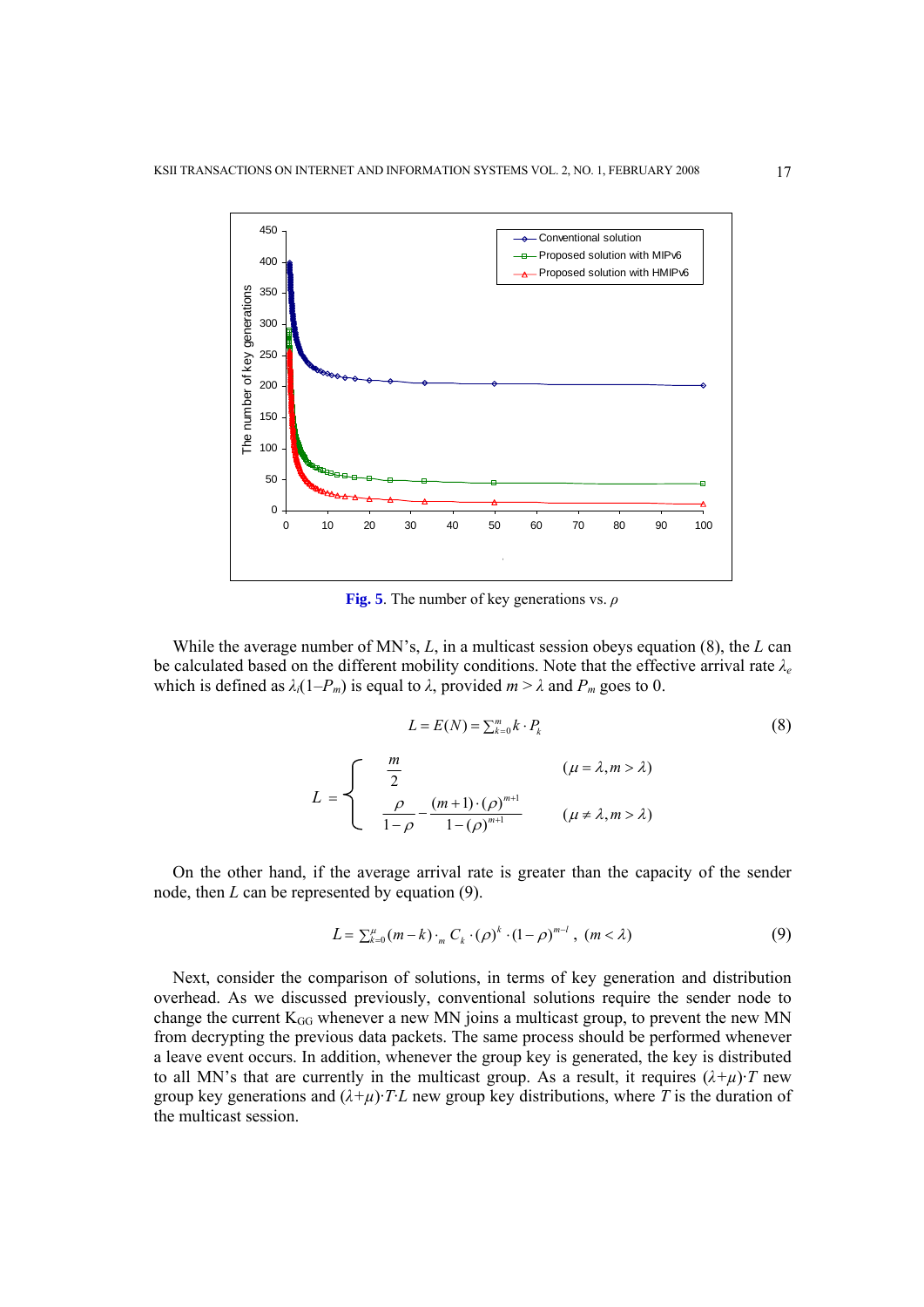**Fig. 5**. The number of key generations vs. $\rho$

While the average number of MN's, $L$, in a multicast session obeys equation (8), the $L$ can be calculated based on the different mobility conditions. Note that the effective arrival rate $\lambda_e$ which is defined as $\lambda_i(1-P_m)$ is equal to $\lambda$, provided $m > \lambda$ and $P_m$ goes to 0.

$$L = E(N) = \sum_{k=0}^{m} k \cdot P_k \tag{8}$$

$$L = \begin{cases} \dfrac{m}{2} & (\mu = \lambda, m > \lambda) \\[2ex] \dfrac{\rho}{1-\rho} - \dfrac{(m+1)\cdot(\rho)^{m+1}}{1-(\rho)^{m+1}} & (\mu \neq \lambda, m > \lambda) \end{cases}$$

On the other hand, if the average arrival rate is greater than the capacity of the sender node, then $L$ can be represented by equation (9).

$$L = \sum_{k=0}^{\mu} (m-k) \cdot {}_m C_k \cdot (\rho)^k \cdot (1-\rho)^{m-l}, \ (m < \lambda) \tag{9}$$

Next, consider the comparison of solutions, in terms of key generation and distribution overhead. As we discussed previously, conventional solutions require the sender node to change the current $K_{GG}$ whenever a new MN joins a multicast group, to prevent the new MN from decrypting the previous data packets. The same process should be performed whenever a leave event occurs. In addition, whenever the group key is generated, the key is distributed to all MN's that are currently in the multicast group. As a result, it requires $(\lambda+\mu)\cdot T$ new group key generations and $(\lambda+\mu)\cdot T\cdot L$ new group key distributions, where $T$ is the duration of the multicast session.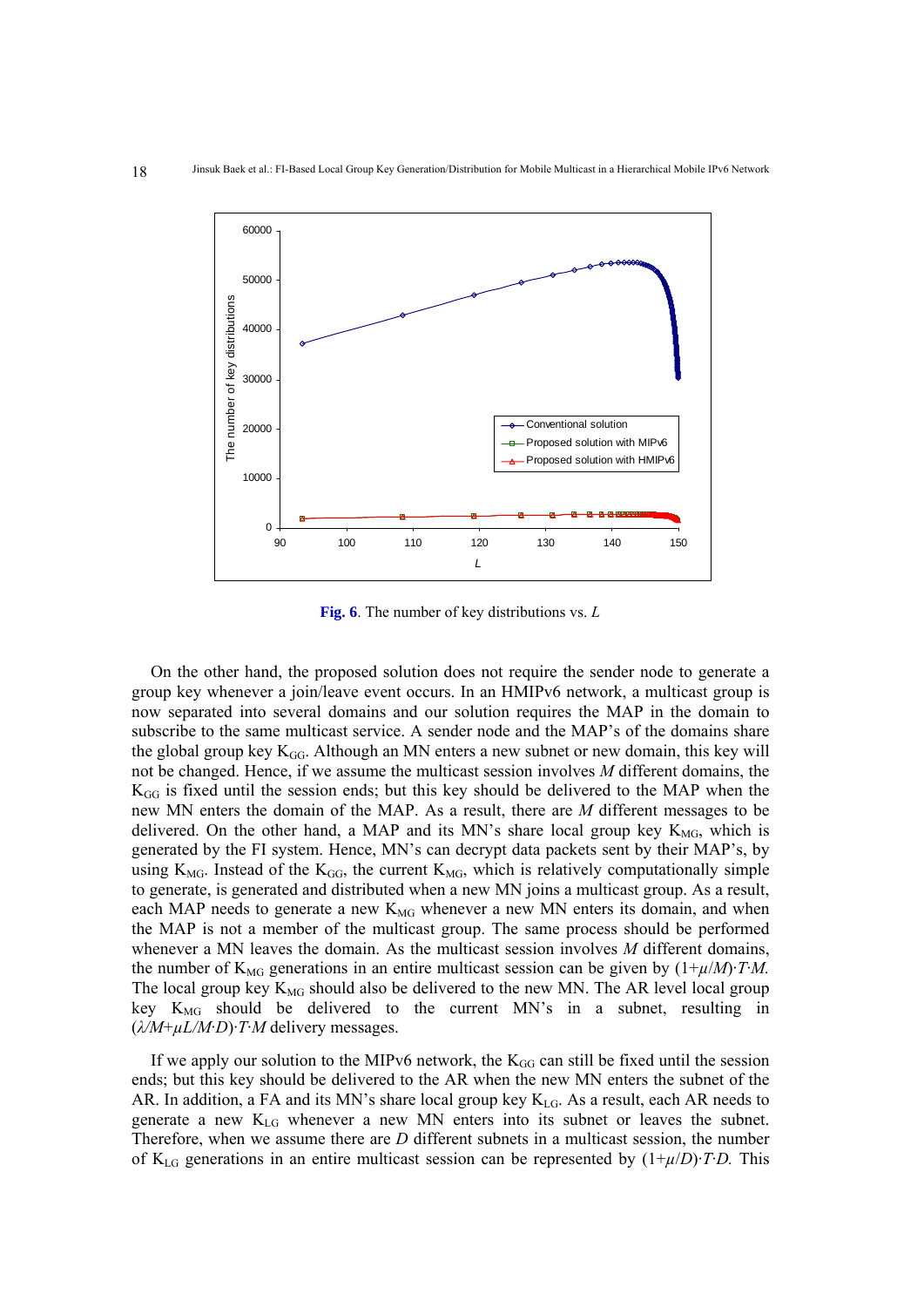Fig. 6. The number of key distributions vs. $L$

On the other hand, the proposed solution does not require the sender node to generate a group key whenever a join/leave event occurs. In an HMIPv6 network, a multicast group is now separated into several domains and our solution requires the MAP in the domain to subscribe to the same multicast service. A sender node and the MAP's of the domains share the global group key $K_{GG}$. Although an MN enters a new subnet or new domain, this key will not be changed. Hence, if we assume the multicast session involves $M$ different domains, the $K_{GG}$ is fixed until the session ends; but this key should be delivered to the MAP when the new MN enters the domain of the MAP. As a result, there are $M$ different messages to be delivered. On the other hand, a MAP and its MN's share local group key $K_{MG}$, which is generated by the FI system. Hence, MN's can decrypt data packets sent by their MAP's, by using $K_{MG}$. Instead of the $K_{GG}$, the current $K_{MG}$, which is relatively computationally simple to generate, is generated and distributed when a new MN joins a multicast group. As a result, each MAP needs to generate a new $K_{MG}$ whenever a new MN enters its domain, and when the MAP is not a member of the multicast group. The same process should be performed whenever a MN leaves the domain. As the multicast session involves $M$ different domains, the number of $K_{MG}$ generations in an entire multicast session can be given by $(1+\mu/M)\cdot T\cdot M$. The local group key $K_{MG}$ should also be delivered to the new MN. The AR level local group key $K_{MG}$ should be delivered to the current MN's in a subnet, resulting in $(\lambda/M+\mu L/M\cdot D)\cdot T\cdot M$ delivery messages.

If we apply our solution to the MIPv6 network, the $K_{GG}$ can still be fixed until the session ends; but this key should be delivered to the AR when the new MN enters the subnet of the AR. In addition, a FA and its MN's share local group key $K_{LG}$. As a result, each AR needs to generate a new $K_{LG}$ whenever a new MN enters into its subnet or leaves the subnet. Therefore, when we assume there are $D$ different subnets in a multicast session, the number of $K_{LG}$ generations in an entire multicast session can be represented by $(1+\mu/D)\cdot T\cdot D$. This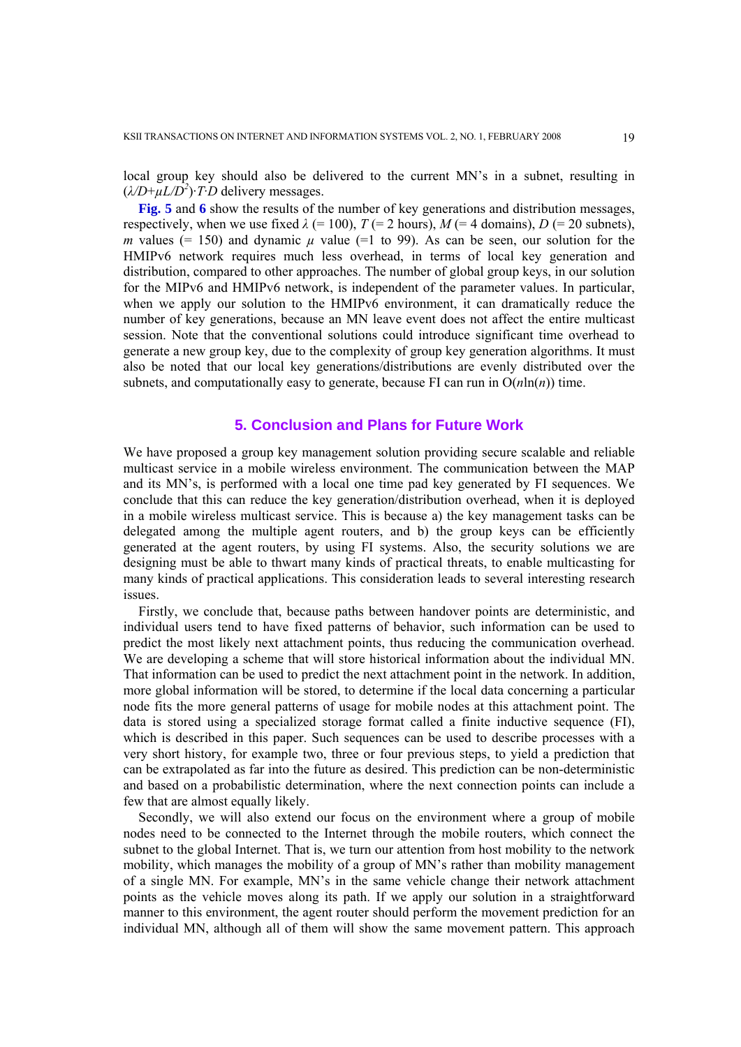local group key should also be delivered to the current MN's in a subnet, resulting in $(\lambda/D+\mu L/D^2)\cdot T\cdot D$ delivery messages.

**Fig. 5** and **6** show the results of the number of key generations and distribution messages, respectively, when we use fixed $\lambda$ (= 100), $T$ (= 2 hours), $M$ (= 4 domains), $D$ (= 20 subnets), $m$ values (= 150) and dynamic $\mu$ value (=1 to 99). As can be seen, our solution for the HMIPv6 network requires much less overhead, in terms of local key generation and distribution, compared to other approaches. The number of global group keys, in our solution for the MIPv6 and HMIPv6 network, is independent of the parameter values. In particular, when we apply our solution to the HMIPv6 environment, it can dramatically reduce the number of key generations, because an MN leave event does not affect the entire multicast session. Note that the conventional solutions could introduce significant time overhead to generate a new group key, due to the complexity of group key generation algorithms. It must also be noted that our local key generations/distributions are evenly distributed over the subnets, and computationally easy to generate, because FI can run in $O(n\ln(n))$ time.

## 5. Conclusion and Plans for Future Work

We have proposed a group key management solution providing secure scalable and reliable multicast service in a mobile wireless environment. The communication between the MAP and its MN's, is performed with a local one time pad key generated by FI sequences. We conclude that this can reduce the key generation/distribution overhead, when it is deployed in a mobile wireless multicast service. This is because a) the key management tasks can be delegated among the multiple agent routers, and b) the group keys can be efficiently generated at the agent routers, by using FI systems. Also, the security solutions we are designing must be able to thwart many kinds of practical threats, to enable multicasting for many kinds of practical applications. This consideration leads to several interesting research issues.

Firstly, we conclude that, because paths between handover points are deterministic, and individual users tend to have fixed patterns of behavior, such information can be used to predict the most likely next attachment points, thus reducing the communication overhead. We are developing a scheme that will store historical information about the individual MN. That information can be used to predict the next attachment point in the network. In addition, more global information will be stored, to determine if the local data concerning a particular node fits the more general patterns of usage for mobile nodes at this attachment point. The data is stored using a specialized storage format called a finite inductive sequence (FI), which is described in this paper. Such sequences can be used to describe processes with a very short history, for example two, three or four previous steps, to yield a prediction that can be extrapolated as far into the future as desired. This prediction can be non-deterministic and based on a probabilistic determination, where the next connection points can include a few that are almost equally likely.

Secondly, we will also extend our focus on the environment where a group of mobile nodes need to be connected to the Internet through the mobile routers, which connect the subnet to the global Internet. That is, we turn our attention from host mobility to the network mobility, which manages the mobility of a group of MN's rather than mobility management of a single MN. For example, MN's in the same vehicle change their network attachment points as the vehicle moves along its path. If we apply our solution in a straightforward manner to this environment, the agent router should perform the movement prediction for an individual MN, although all of them will show the same movement pattern. This approach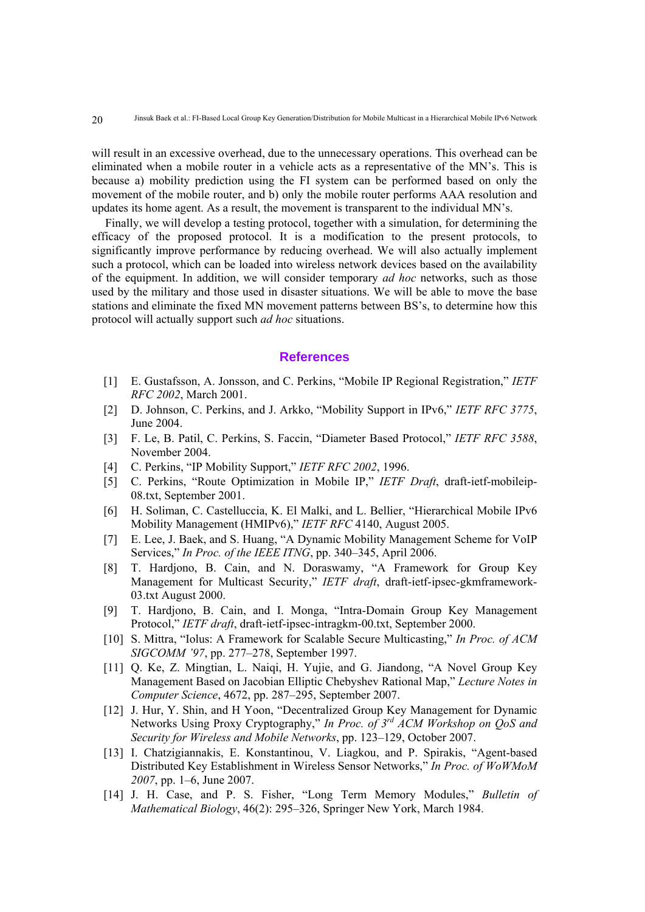will result in an excessive overhead, due to the unnecessary operations. This overhead can be eliminated when a mobile router in a vehicle acts as a representative of the MN's. This is because a) mobility prediction using the FI system can be performed based on only the movement of the mobile router, and b) only the mobile router performs AAA resolution and updates its home agent. As a result, the movement is transparent to the individual MN's.

Finally, we will develop a testing protocol, together with a simulation, for determining the efficacy of the proposed protocol. It is a modification to the present protocols, to significantly improve performance by reducing overhead. We will also actually implement such a protocol, which can be loaded into wireless network devices based on the availability of the equipment. In addition, we will consider temporary *ad hoc* networks, such as those used by the military and those used in disaster situations. We will be able to move the base stations and eliminate the fixed MN movement patterns between BS's, to determine how this protocol will actually support such *ad hoc* situations.

## References

[1] E. Gustafsson, A. Jonsson, and C. Perkins, "Mobile IP Regional Registration," *IETF RFC 2002*, March 2001.

[2] D. Johnson, C. Perkins, and J. Arkko, "Mobility Support in IPv6," *IETF RFC 3775*, June 2004.

[3] F. Le, B. Patil, C. Perkins, S. Faccin, "Diameter Based Protocol," *IETF RFC 3588*, November 2004.

[4] C. Perkins, "IP Mobility Support," *IETF RFC 2002*, 1996.

[5] C. Perkins, "Route Optimization in Mobile IP," *IETF Draft*, draft-ietf-mobileip-08.txt, September 2001.

[6] H. Soliman, C. Castelluccia, K. El Malki, and L. Bellier, "Hierarchical Mobile IPv6 Mobility Management (HMIPv6)," *IETF RFC* 4140, August 2005.

[7] E. Lee, J. Baek, and S. Huang, "A Dynamic Mobility Management Scheme for VoIP Services," *In Proc. of the IEEE ITNG*, pp. 340–345, April 2006.

[8] T. Hardjono, B. Cain, and N. Doraswamy, "A Framework for Group Key Management for Multicast Security," *IETF draft*, draft-ietf-ipsec-gkmframework-03.txt August 2000.

[9] T. Hardjono, B. Cain, and I. Monga, "Intra-Domain Group Key Management Protocol," *IETF draft*, draft-ietf-ipsec-intragkm-00.txt, September 2000.

[10] S. Mittra, "Iolus: A Framework for Scalable Secure Multicasting," *In Proc. of ACM SIGCOMM '97*, pp. 277–278, September 1997.

[11] Q. Ke, Z. Mingtian, L. Naiqi, H. Yujie, and G. Jiandong, "A Novel Group Key Management Based on Jacobian Elliptic Chebyshev Rational Map," *Lecture Notes in Computer Science*, 4672, pp. 287–295, September 2007.

[12] J. Hur, Y. Shin, and H Yoon, "Decentralized Group Key Management for Dynamic Networks Using Proxy Cryptography," *In Proc. of 3rd ACM Workshop on QoS and Security for Wireless and Mobile Networks*, pp. 123–129, October 2007.

[13] I. Chatzigiannakis, E. Konstantinou, V. Liagkou, and P. Spirakis, "Agent-based Distributed Key Establishment in Wireless Sensor Networks," *In Proc. of WoWMoM 2007*, pp. 1–6, June 2007.

[14] J. H. Case, and P. S. Fisher, "Long Term Memory Modules," *Bulletin of Mathematical Biology*, 46(2): 295–326, Springer New York, March 1984.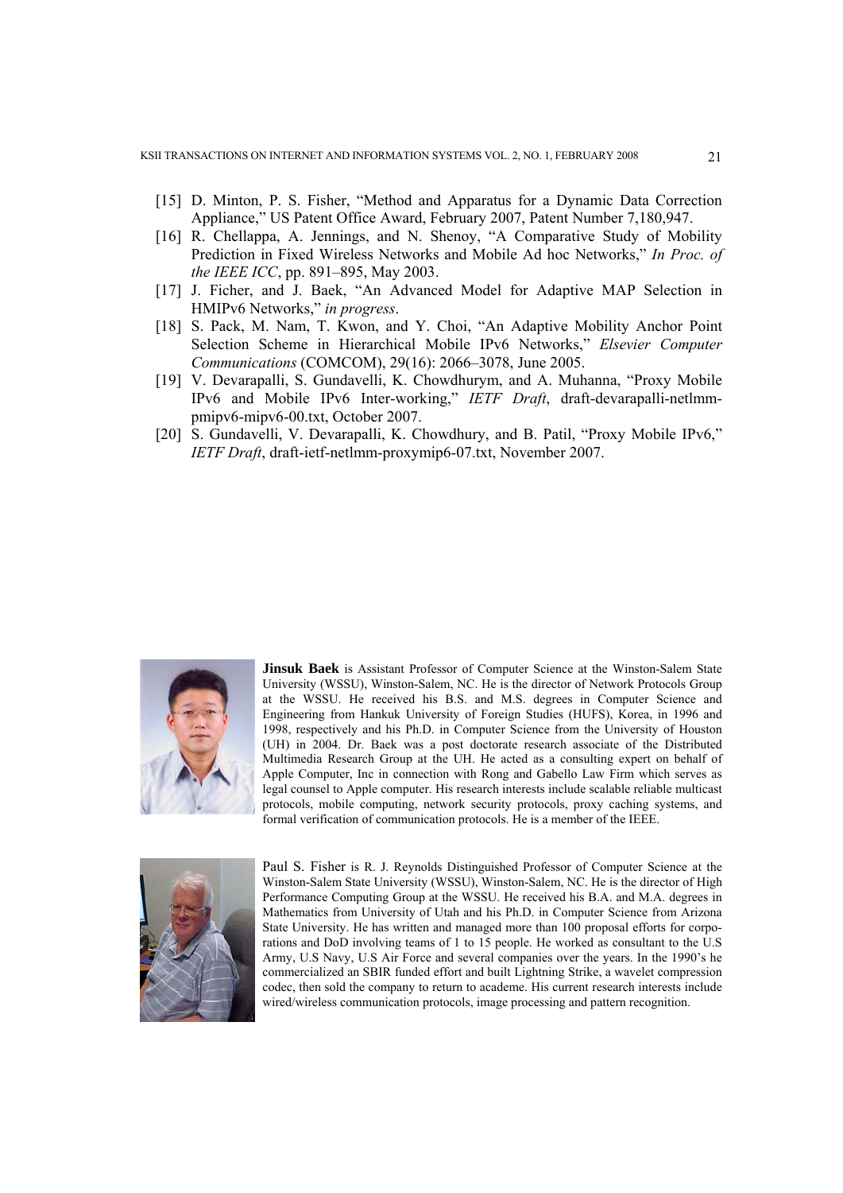[15] D. Minton, P. S. Fisher, "Method and Apparatus for a Dynamic Data Correction Appliance," US Patent Office Award, February 2007, Patent Number 7,180,947.

[16] R. Chellappa, A. Jennings, and N. Shenoy, "A Comparative Study of Mobility Prediction in Fixed Wireless Networks and Mobile Ad hoc Networks," *In Proc. of the IEEE ICC*, pp. 891–895, May 2003.

[17] J. Ficher, and J. Baek, "An Advanced Model for Adaptive MAP Selection in HMIPv6 Networks," *in progress*.

[18] S. Pack, M. Nam, T. Kwon, and Y. Choi, "An Adaptive Mobility Anchor Point Selection Scheme in Hierarchical Mobile IPv6 Networks," *Elsevier Computer Communications* (COMCOM), 29(16): 2066–3078, June 2005.

[19] V. Devarapalli, S. Gundavelli, K. Chowdhurym, and A. Muhanna, "Proxy Mobile IPv6 and Mobile IPv6 Inter-working," *IETF Draft*, draft-devarapalli-netlmm-pmipv6-mipv6-00.txt, October 2007.

[20] S. Gundavelli, V. Devarapalli, K. Chowdhury, and B. Patil, "Proxy Mobile IPv6," *IETF Draft*, draft-ietf-netlmm-proxymip6-07.txt, November 2007.

**Jinsuk Baek** is Assistant Professor of Computer Science at the Winston-Salem State University (WSSU), Winston-Salem, NC. He is the director of Network Protocols Group at the WSSU. He received his B.S. and M.S. degrees in Computer Science and Engineering from Hankuk University of Foreign Studies (HUFS), Korea, in 1996 and 1998, respectively and his Ph.D. in Computer Science from the University of Houston (UH) in 2004. Dr. Baek was a post doctorate research associate of the Distributed Multimedia Research Group at the UH. He acted as a consulting expert on behalf of Apple Computer, Inc in connection with Rong and Gabello Law Firm which serves as legal counsel to Apple computer. His research interests include scalable reliable multicast protocols, mobile computing, network security protocols, proxy caching systems, and formal verification of communication protocols. He is a member of the IEEE.

Paul S. Fisher is R. J. Reynolds Distinguished Professor of Computer Science at the Winston-Salem State University (WSSU), Winston-Salem, NC. He is the director of High Performance Computing Group at the WSSU. He received his B.A. and M.A. degrees in Mathematics from University of Utah and his Ph.D. in Computer Science from Arizona State University. He has written and managed more than 100 proposal efforts for corporations and DoD involving teams of 1 to 15 people. He worked as consultant to the U.S Army, U.S Navy, U.S Air Force and several companies over the years. In the 1990's he commercialized an SBIR funded effort and built Lightning Strike, a wavelet compression codec, then sold the company to return to academe. His current research interests include wired/wireless communication protocols, image processing and pattern recognition.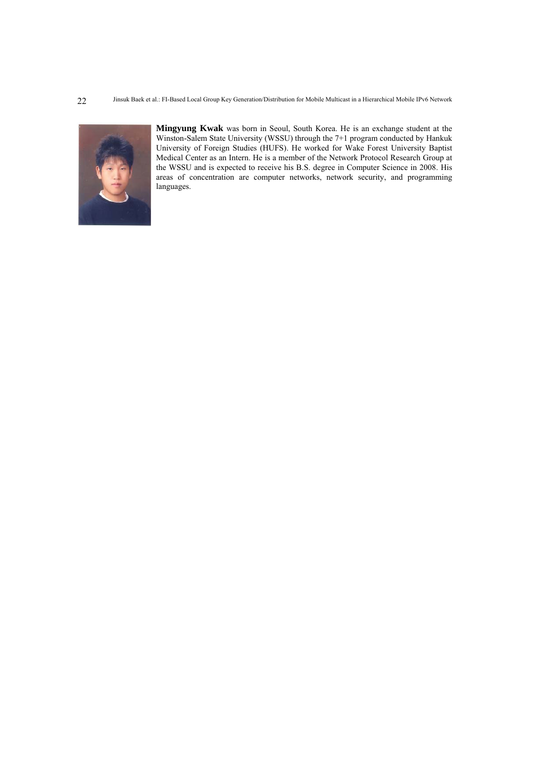**Mingyung Kwak** was born in Seoul, South Korea. He is an exchange student at the Winston-Salem State University (WSSU) through the 7+1 program conducted by Hankuk University of Foreign Studies (HUFS). He worked for Wake Forest University Baptist Medical Center as an Intern. He is a member of the Network Protocol Research Group at the WSSU and is expected to receive his B.S. degree in Computer Science in 2008. His areas of concentration are computer networks, network security, and programming languages.